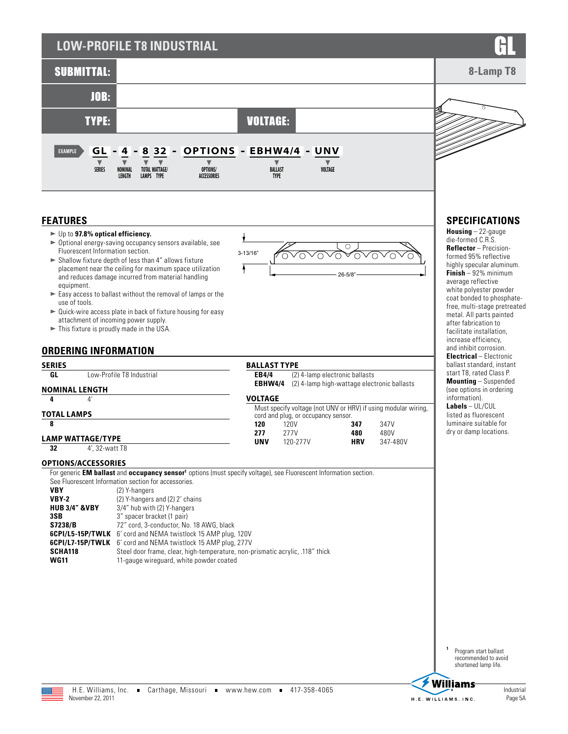# LOW-PROFILE T8 INDUSTRIAL

**GL**

**8-Lamp T8**

**SUBMITTAL:**

**JOB:**

**TYPE:** **VOLTAGE:**

EXAMPLE **GL - 4 - 8 32 - OPTIONS - EBHW4/4 - UNV**

| GL | 4 | 8 | 32 | OPTIONS | EBHW4/4 | UNV |
|---|---|---|---|---|---|---|
| SERIES | NOMINAL LENGTH | TOTAL LAMPS | WATTAGE/TYPE | OPTIONS/ACCESSORIES | BALLAST TYPE | VOLTAGE |

## FEATURES

- Up to **97.8% optical efficiency.**
- Optional energy-saving occupancy sensors available, see Fluorescent Information section.
- Shallow fixture depth of less than 4" allows fixture placement near the ceiling for maximum space utilization and reduces damage incurred from material handling equipment.
- Easy access to ballast without the removal of lamps or the use of tools.
- Quick-wire access plate in back of fixture housing for easy attachment of incoming power supply.
- This fixture is proudly made in the USA.

3-13/16"

26-5/8"

## ORDERING INFORMATION

### SERIES

| | |
|---|---|
| **GL** | Low-Profile T8 Industrial |

### NOMINAL LENGTH

| | |
|---|---|
| **4** | 4' |

### TOTAL LAMPS

| |
|---|
| **8** |

### LAMP WATTAGE/TYPE

| | |
|---|---|
| **32** | 4', 32-watt T8 |

### BALLAST TYPE

| | |
|---|---|
| **EB4/4** | (2) 4-lamp electronic ballasts |
| **EBHW4/4** | (2) 4-lamp high-wattage electronic ballasts |

### VOLTAGE

Must specify voltage (not UNV or HRV) if using modular wiring, cord and plug, or occupancy sensor.

| | | | |
|---|---|---|---|
| **120** | 120V | **347** | 347V |
| **277** | 277V | **480** | 480V |
| **UNV** | 120-277V | **HRV** | 347-480V |

### OPTIONS/ACCESSORIES

For generic **EM ballast** and **occupancy sensor**[1] options (must specify voltage), see Fluorescent Information section.

See Fluorescent Information section for accessories.

| | |
|---|---|
| **VBY** | (2) Y-hangers |
| **VBY-2** | (2) Y-hangers and (2) 2' chains |
| **HUB 3/4" &VBY** | 3/4" hub with (2) Y-hangers |
| **3SB** | 3" spacer bracket (1 pair) |
| **S7238/B** | 72" cord, 3-conductor, No. 18 AWG, black |
| **6CPI/L5-15P/TWLK** | 6' cord and NEMA twistlock 15 AMP plug, 120V |
| **6CPI/L7-15P/TWLK** | 6' cord and NEMA twistlock 15 AMP plug, 277V |
| **SCHA118** | Steel door frame, clear, high-temperature, non-prismatic acrylic, .118" thick |
| **WG11** | 11-gauge wireguard, white powder coated |

## SPECIFICATIONS

**Housing** – 22-gauge die-formed C.R.S.

**Reflector** – Precision-formed 95% reflective highly specular aluminum.

**Finish** – 92% minimum average reflective white polyester powder coat bonded to phosphate-free, multi-stage pretreated metal. All parts painted after fabrication to facilitate installation, increase efficiency, and inhibit corrosion.

**Electrical** – Electronic ballast standard, instant start T8, rated Class P.

**Mounting** – Suspended (see options in ordering information).

**Labels** – UL/CUL listed as fluorescent luminaire suitable for dry or damp locations.

[1] Program start ballast recommended to avoid shortened lamp life.

H.E. Williams, Inc. ■ Carthage, Missouri ■ www.hew.com ■ 417-358-4065

November 22, 2011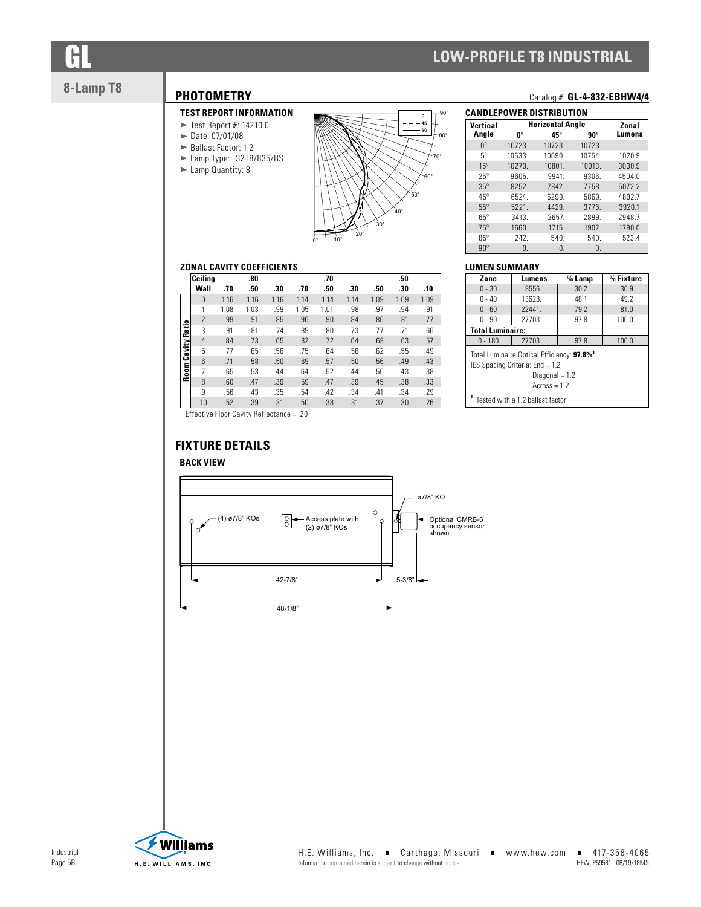# GL — LOW-PROFILE T8 INDUSTRIAL

## 8-Lamp T8

## PHOTOMETRY

Catalog #: **GL-4-832-EBHW4/4**

### TEST REPORT INFORMATION

- Test Report #: 14210.0
- Date: 07/01/08
- Ballast Factor: 1.2
- Lamp Type: F32T8/835/RS
- Lamp Quantity: 8

0
45
90
90°
80°
70°
60°
50°
40°
30°
20°
10°
0°

### CANDLEPOWER DISTRIBUTION

| Vertical Angle | Horizontal Angle 0° | 45° | 90° | Zonal Lumens |
|---|---|---|---|---|
| 0° | 10723. | 10723. | 10723. | |
| 5° | 10633. | 10690. | 10754. | 1020.9 |
| 15° | 10270. | 10801. | 10913. | 3030.9 |
| 25° | 9605. | 9941. | 9306. | 4504.0 |
| 35° | 8252. | 7842. | 7758. | 5072.2 |
| 45° | 6524. | 6299. | 5869. | 4892.7 |
| 55° | 5221. | 4429. | 3776. | 3920.1 |
| 65° | 3413. | 2657. | 2899. | 2948.7 |
| 75° | 1660. | 1715. | 1902. | 1790.0 |
| 85° | 242. | 540. | 540. | 523.4 |
| 90° | 0. | 0. | 0. | |

### ZONAL CAVITY COEFFICIENTS

| Ceiling | .80 | | | .70 | | | .50 | | |
|---|---|---|---|---|---|---|---|---|---|
| **Wall** | **.70** | **.50** | **.30** | **.70** | **.50** | **.30** | **.50** | **.30** | **.10** |
| **Room Cavity Ratio** 0 | 1.16 | 1.16 | 1.16 | 1.14 | 1.14 | 1.14 | 1.09 | 1.09 | 1.09 |
| 1 | 1.08 | 1.03 | .99 | 1.05 | 1.01 | .98 | .97 | .94 | .91 |
| 2 | .99 | .91 | .85 | .96 | .90 | .84 | .86 | .81 | .77 |
| 3 | .91 | .81 | .74 | .89 | .80 | .73 | .77 | .71 | .66 |
| 4 | .84 | .73 | .65 | .82 | .72 | .64 | .69 | .63 | .57 |
| 5 | .77 | .65 | .56 | .75 | .64 | .56 | .62 | .55 | .49 |
| 6 | .71 | .58 | .50 | .69 | .57 | .50 | .56 | .49 | .43 |
| 7 | .65 | .53 | .44 | .64 | .52 | .44 | .50 | .43 | .38 |
| 8 | .60 | .47 | .39 | .59 | .47 | .39 | .45 | .38 | .33 |
| 9 | .56 | .43 | .35 | .54 | .42 | .34 | .41 | .34 | .29 |
| 10 | .52 | .39 | .31 | .50 | .38 | .31 | .37 | .30 | .26 |

Effective Floor Cavity Reflectance = .20

### LUMEN SUMMARY

| Zone | Lumens | % Lamp | % Fixture |
|---|---|---|---|
| 0 - 30 | 8556. | 30.2 | 30.9 |
| 0 - 40 | 13628. | 48.1 | 49.2 |
| 0 - 60 | 22441. | 79.2 | 81.0 |
| 0 - 90 | 27703. | 97.8 | 100.0 |
| **Total Luminaire:** | | | |
| 0 - 180 | 27703. | 97.8 | 100.0 |

Total Luminaire Optical Efficiency: **97.8%**[1]

IES Spacing Criteria: End = 1.2
Diagonal = 1.2
Across = 1.2

[1] Tested with a 1.2 ballast factor

## FIXTURE DETAILS

### BACK VIEW

(4) ø7/8" KOs
Access plate with (2) ø7/8" KOs
ø7/8" KO
Optional CMRB-6 occupancy sensor shown
42-7/8"
5-3/8"
48-1/8"

H.E. Williams, Inc. ■ Carthage, Missouri ■ www.hew.com ■ 417-358-4065
Information contained herein is subject to change without notice.
HEWJP59581 06/19/18MS